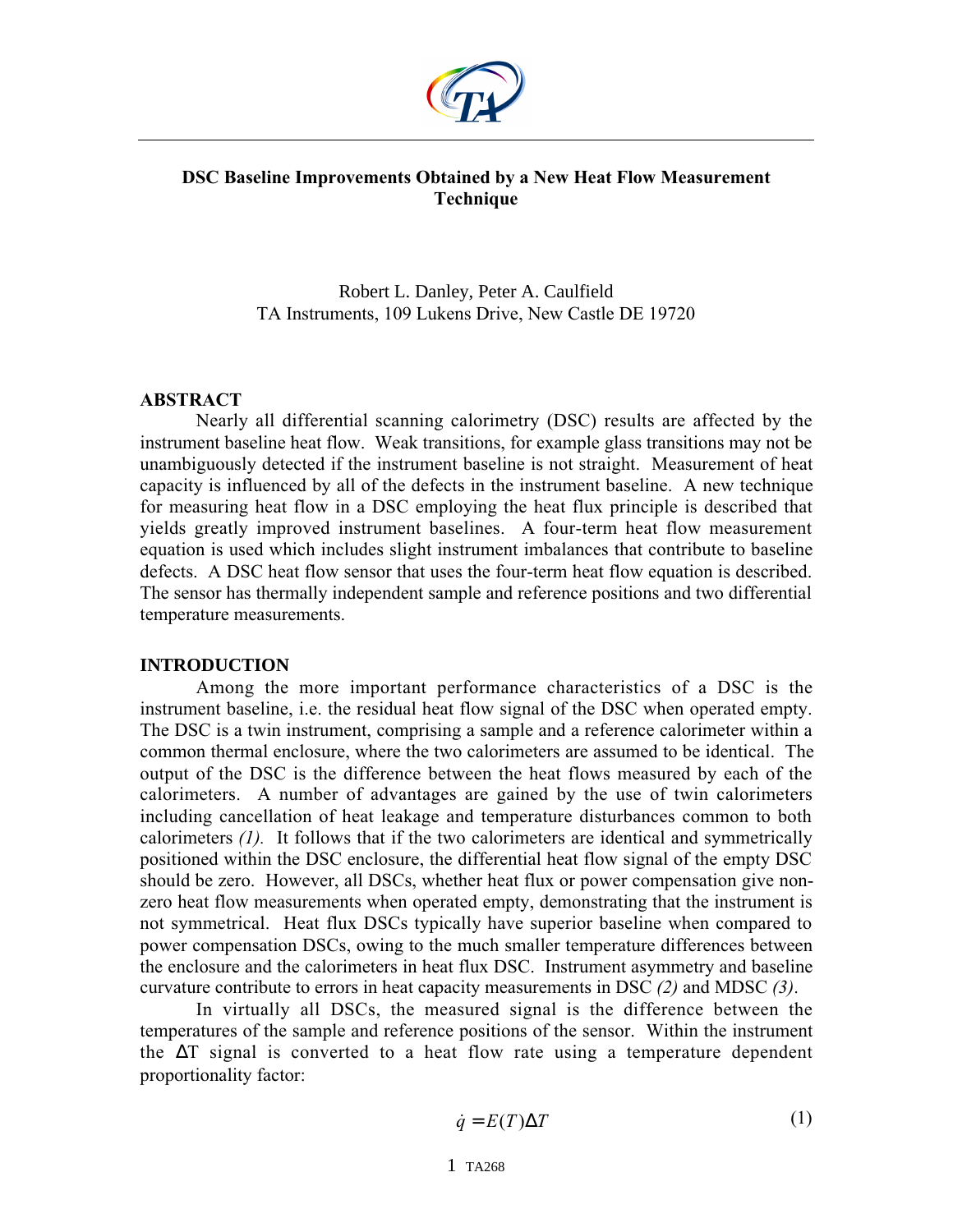# DSC Baseline Improvements Obtained by a New Heat Flow Measurement Technique

Robert L. Danley, Peter A. Caulfield
TA Instruments, 109 Lukens Drive, New Castle DE 19720

## ABSTRACT

Nearly all differential scanning calorimetry (DSC) results are affected by the instrument baseline heat flow. Weak transitions, for example glass transitions may not be unambiguously detected if the instrument baseline is not straight. Measurement of heat capacity is influenced by all of the defects in the instrument baseline. A new technique for measuring heat flow in a DSC employing the heat flux principle is described that yields greatly improved instrument baselines. A four-term heat flow measurement equation is used which includes slight instrument imbalances that contribute to baseline defects. A DSC heat flow sensor that uses the four-term heat flow equation is described. The sensor has thermally independent sample and reference positions and two differential temperature measurements.

## INTRODUCTION

Among the more important performance characteristics of a DSC is the instrument baseline, i.e. the residual heat flow signal of the DSC when operated empty. The DSC is a twin instrument, comprising a sample and a reference calorimeter within a common thermal enclosure, where the two calorimeters are assumed to be identical. The output of the DSC is the difference between the heat flows measured by each of the calorimeters. A number of advantages are gained by the use of twin calorimeters including cancellation of heat leakage and temperature disturbances common to both calorimeters *(1).* It follows that if the two calorimeters are identical and symmetrically positioned within the DSC enclosure, the differential heat flow signal of the empty DSC should be zero. However, all DSCs, whether heat flux or power compensation give non-zero heat flow measurements when operated empty, demonstrating that the instrument is not symmetrical. Heat flux DSCs typically have superior baseline when compared to power compensation DSCs, owing to the much smaller temperature differences between the enclosure and the calorimeters in heat flux DSC. Instrument asymmetry and baseline curvature contribute to errors in heat capacity measurements in DSC *(2)* and MDSC *(3)*.

In virtually all DSCs, the measured signal is the difference between the temperatures of the sample and reference positions of the sensor. Within the instrument the $\Delta T$ signal is converted to a heat flow rate using a temperature dependent proportionality factor:

$$\dot{q} = E(T)\Delta T \tag{1}$$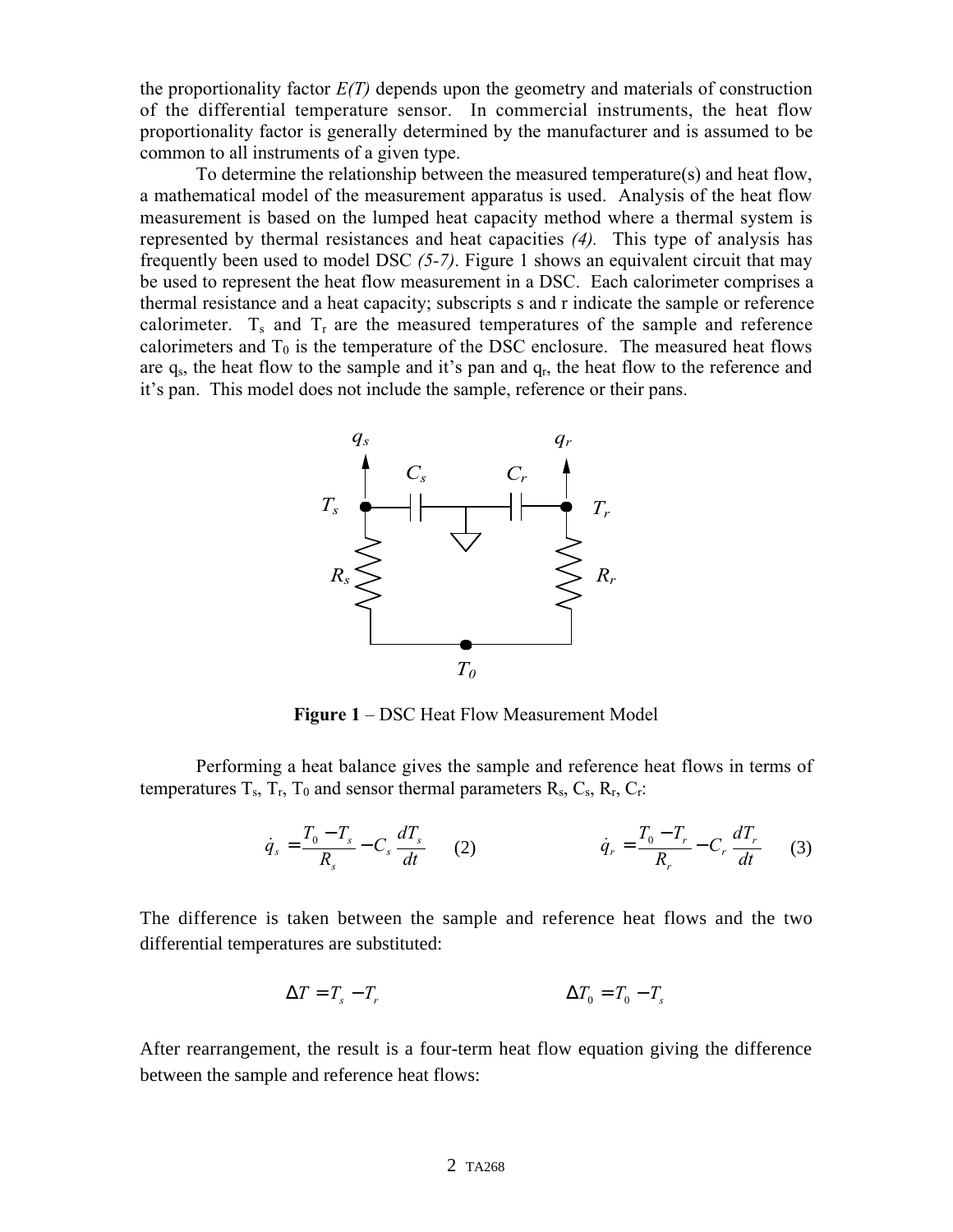the proportionality factor *E(T)* depends upon the geometry and materials of construction of the differential temperature sensor. In commercial instruments, the heat flow proportionality factor is generally determined by the manufacturer and is assumed to be common to all instruments of a given type.

To determine the relationship between the measured temperature(s) and heat flow, a mathematical model of the measurement apparatus is used. Analysis of the heat flow measurement is based on the lumped heat capacity method where a thermal system is represented by thermal resistances and heat capacities *(4).* This type of analysis has frequently been used to model DSC *(5-7)*. Figure 1 shows an equivalent circuit that may be used to represent the heat flow measurement in a DSC. Each calorimeter comprises a thermal resistance and a heat capacity; subscripts s and r indicate the sample or reference calorimeter. $T_s$ and $T_r$ are the measured temperatures of the sample and reference calorimeters and $T_0$ is the temperature of the DSC enclosure. The measured heat flows are $q_s$, the heat flow to the sample and it's pan and $q_r$, the heat flow to the reference and it's pan. This model does not include the sample, reference or their pans.

**Figure 1** – DSC Heat Flow Measurement Model

Performing a heat balance gives the sample and reference heat flows in terms of temperatures $T_s$, $T_r$, $T_0$ and sensor thermal parameters $R_s$, $C_s$, $R_r$, $C_r$:

$$\dot{q}_s = \frac{T_0 - T_s}{R_s} - C_s \frac{dT_s}{dt} \quad (2)$$

$$\dot{q}_r = \frac{T_0 - T_r}{R_r} - C_r \frac{dT_r}{dt} \quad (3)$$

The difference is taken between the sample and reference heat flows and the two differential temperatures are substituted:

$$\Delta T = T_s - T_r \qquad\qquad \Delta T_0 = T_0 - T_s$$

After rearrangement, the result is a four-term heat flow equation giving the difference between the sample and reference heat flows: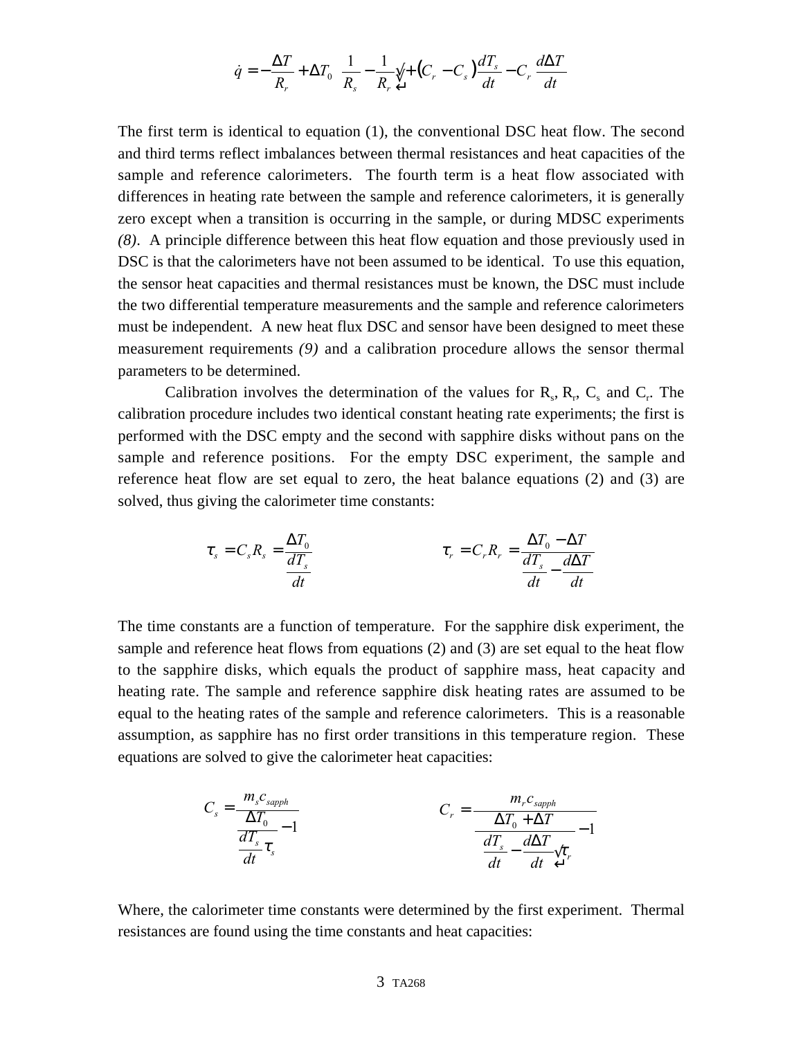$$\dot{q} = -\frac{\Delta T}{R_r} + \Delta T_0 \left( \frac{1}{R_s} - \frac{1}{R_r} \right) + \left( C_r - C_s \right) \frac{dT_s}{dt} - C_r \frac{d\Delta T}{dt}$$

The first term is identical to equation (1), the conventional DSC heat flow. The second and third terms reflect imbalances between thermal resistances and heat capacities of the sample and reference calorimeters. The fourth term is a heat flow associated with differences in heating rate between the sample and reference calorimeters, it is generally zero except when a transition is occurring in the sample, or during MDSC experiments *(8)*. A principle difference between this heat flow equation and those previously used in DSC is that the calorimeters have not been assumed to be identical. To use this equation, the sensor heat capacities and thermal resistances must be known, the DSC must include the two differential temperature measurements and the sample and reference calorimeters must be independent. A new heat flux DSC and sensor have been designed to meet these measurement requirements *(9)* and a calibration procedure allows the sensor thermal parameters to be determined.

Calibration involves the determination of the values for $R_s$, $R_r$, $C_s$ and $C_r$. The calibration procedure includes two identical constant heating rate experiments; the first is performed with the DSC empty and the second with sapphire disks without pans on the sample and reference positions. For the empty DSC experiment, the sample and reference heat flow are set equal to zero, the heat balance equations (2) and (3) are solved, thus giving the calorimeter time constants:

$$\tau_s = C_s R_s = \frac{\Delta T_0}{\frac{dT_s}{dt}} \qquad\qquad \tau_r = C_r R_r = \frac{\Delta T_0 - \Delta T}{\frac{dT_s}{dt} - \frac{d\Delta T}{dt}}$$

The time constants are a function of temperature. For the sapphire disk experiment, the sample and reference heat flows from equations (2) and (3) are set equal to the heat flow to the sapphire disks, which equals the product of sapphire mass, heat capacity and heating rate. The sample and reference sapphire disk heating rates are assumed to be equal to the heating rates of the sample and reference calorimeters. This is a reasonable assumption, as sapphire has no first order transitions in this temperature region. These equations are solved to give the calorimeter heat capacities:

$$C_s = \frac{m_s c_{sapph}}{\frac{\Delta T_0}{\frac{dT_s}{dt}\tau_s} - 1} \qquad\qquad C_r = \frac{m_r c_{sapph}}{\frac{\Delta T_0 + \Delta T}{\left( \frac{dT_s}{dt} - \frac{d\Delta T}{dt} \right)\tau_r} - 1}$$

Where, the calorimeter time constants were determined by the first experiment. Thermal resistances are found using the time constants and heat capacities: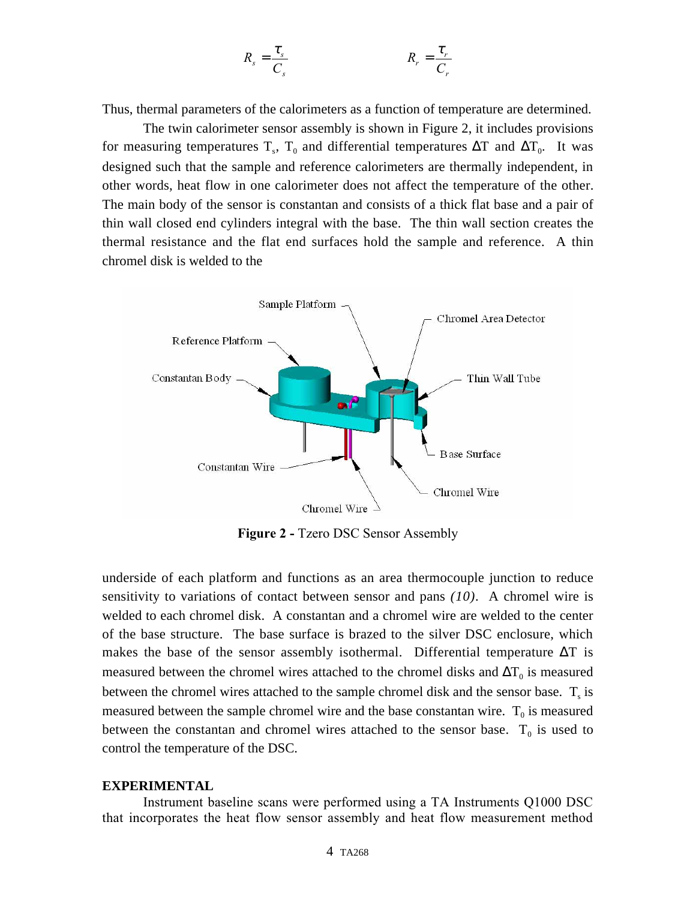$$R_s = \frac{\tau_s}{C_s} \qquad\qquad R_r = \frac{\tau_r}{C_r}$$

Thus, thermal parameters of the calorimeters as a function of temperature are determined.

The twin calorimeter sensor assembly is shown in Figure 2, it includes provisions for measuring temperatures $T_s$, $T_0$ and differential temperatures $\Delta T$ and $\Delta T_0$. It was designed such that the sample and reference calorimeters are thermally independent, in other words, heat flow in one calorimeter does not affect the temperature of the other. The main body of the sensor is constantan and consists of a thick flat base and a pair of thin wall closed end cylinders integral with the base. The thin wall section creates the thermal resistance and the flat end surfaces hold the sample and reference. A thin chromel disk is welded to the underside of each platform and functions as an area thermocouple junction to reduce sensitivity to variations of contact between sensor and pans *(10)*. A chromel wire is welded to each chromel disk. A constantan and a chromel wire are welded to the center of the base structure. The base surface is brazed to the silver DSC enclosure, which makes the base of the sensor assembly isothermal. Differential temperature $\Delta T$ is measured between the chromel wires attached to the chromel disks and $\Delta T_0$ is measured between the chromel wires attached to the sample chromel disk and the sensor base. $T_s$ is measured between the sample chromel wire and the base constantan wire. $T_0$ is measured between the constantan and chromel wires attached to the sensor base. $T_0$ is used to control the temperature of the DSC.

**Figure 2 -** Tzero DSC Sensor Assembly

**EXPERIMENTAL**

Instrument baseline scans were performed using a TA Instruments Q1000 DSC that incorporates the heat flow sensor assembly and heat flow measurement method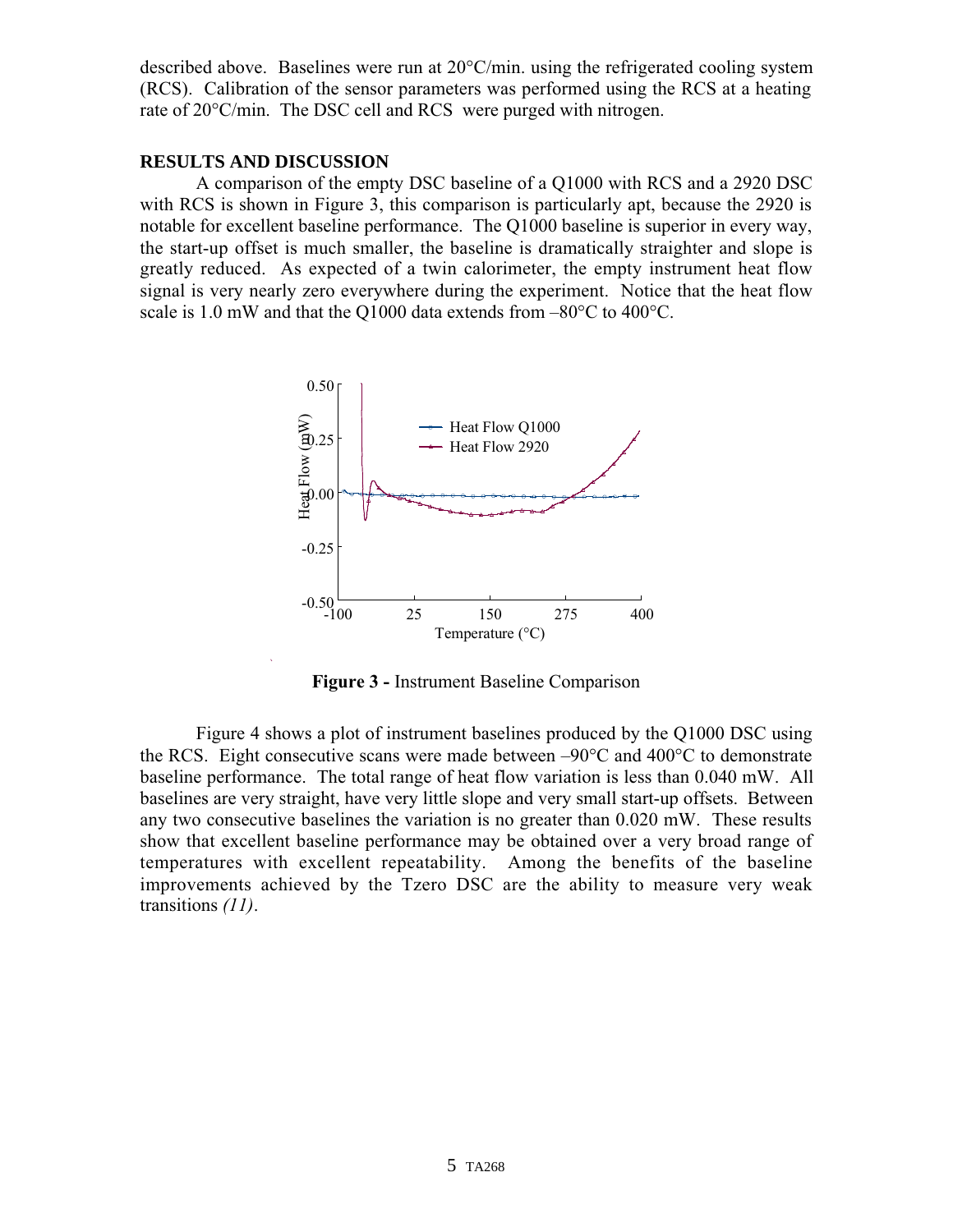described above. Baselines were run at 20°C/min. using the refrigerated cooling system (RCS). Calibration of the sensor parameters was performed using the RCS at a heating rate of 20°C/min. The DSC cell and RCS were purged with nitrogen.

## RESULTS AND DISCUSSION

A comparison of the empty DSC baseline of a Q1000 with RCS and a 2920 DSC with RCS is shown in Figure 3, this comparison is particularly apt, because the 2920 is notable for excellent baseline performance. The Q1000 baseline is superior in every way, the start-up offset is much smaller, the baseline is dramatically straighter and slope is greatly reduced. As expected of a twin calorimeter, the empty instrument heat flow signal is very nearly zero everywhere during the experiment. Notice that the heat flow scale is 1.0 mW and that the Q1000 data extends from –80°C to 400°C.

**Figure 3 -** Instrument Baseline Comparison

Figure 4 shows a plot of instrument baselines produced by the Q1000 DSC using the RCS. Eight consecutive scans were made between –90°C and 400°C to demonstrate baseline performance. The total range of heat flow variation is less than 0.040 mW. All baselines are very straight, have very little slope and very small start-up offsets. Between any two consecutive baselines the variation is no greater than 0.020 mW. These results show that excellent baseline performance may be obtained over a very broad range of temperatures with excellent repeatability. Among the benefits of the baseline improvements achieved by the Tzero DSC are the ability to measure very weak transitions *(11)*.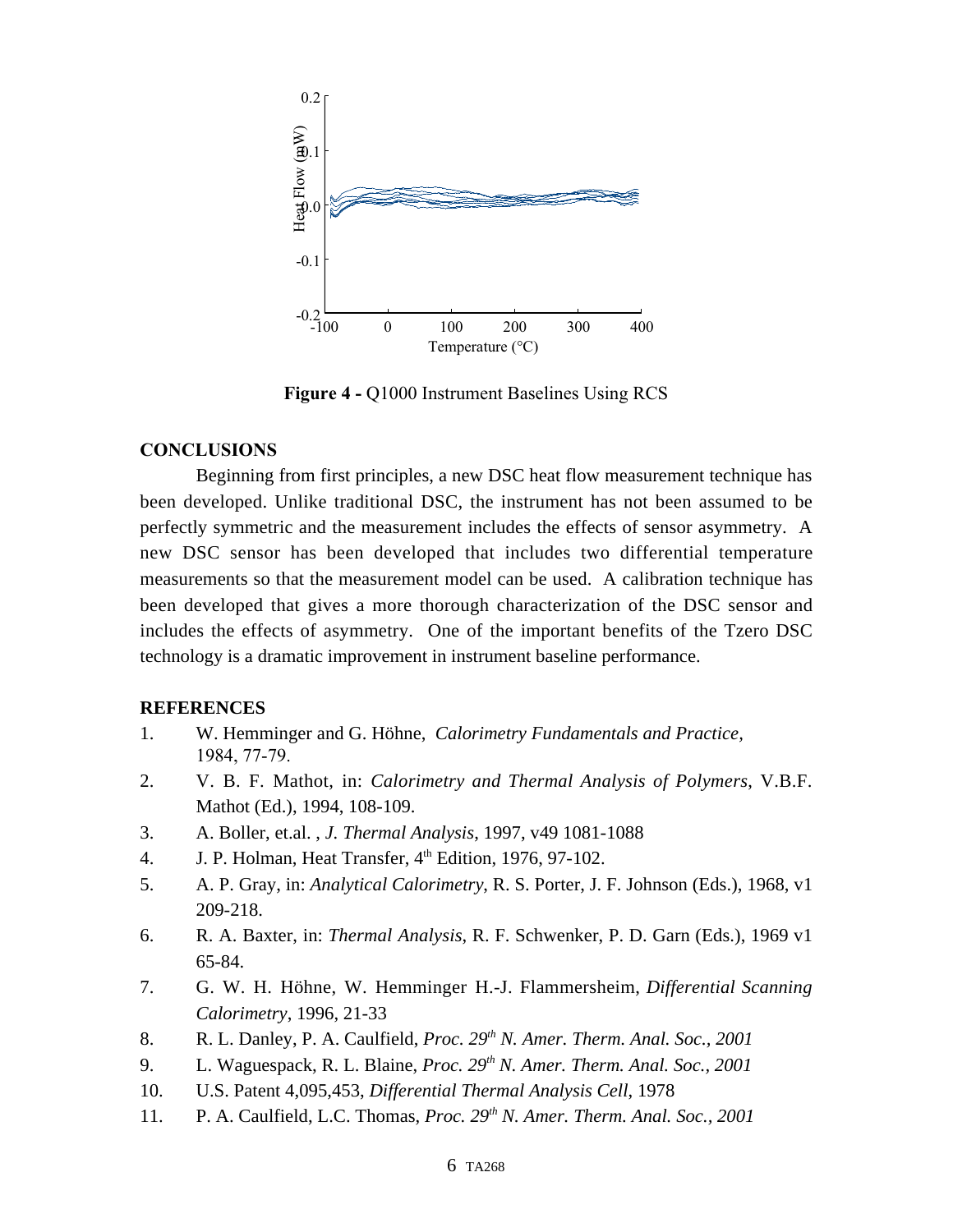0.2

Heat Flow (mW)

0.1

0.0

-0.1

-0.2

-100

0

100

200

300

400

Temperature (°C)

**Figure 4 -** Q1000 Instrument Baselines Using RCS

## CONCLUSIONS

Beginning from first principles, a new DSC heat flow measurement technique has been developed. Unlike traditional DSC, the instrument has not been assumed to be perfectly symmetric and the measurement includes the effects of sensor asymmetry. A new DSC sensor has been developed that includes two differential temperature measurements so that the measurement model can be used. A calibration technique has been developed that gives a more thorough characterization of the DSC sensor and includes the effects of asymmetry. One of the important benefits of the Tzero DSC technology is a dramatic improvement in instrument baseline performance.

## REFERENCES

1. W. Hemminger and G. Höhne, *Calorimetry Fundamentals and Practice,* 1984, 77-79.
2. V. B. F. Mathot, in: *Calorimetry and Thermal Analysis of Polymers*, V.B.F. Mathot (Ed.), 1994, 108-109.
3. A. Boller, et.al. , *J. Thermal Analysis*, 1997, v49 1081-1088
4. J. P. Holman, Heat Transfer, 4th Edition, 1976, 97-102.
5. A. P. Gray, in: *Analytical Calorimetry*, R. S. Porter, J. F. Johnson (Eds.), 1968, v1 209-218.
6. R. A. Baxter, in: *Thermal Analysis*, R. F. Schwenker, P. D. Garn (Eds.), 1969 v1 65-84.
7. G. W. H. Höhne, W. Hemminger H.-J. Flammersheim, *Differential Scanning Calorimetry*, 1996, 21-33
8. R. L. Danley, P. A. Caulfield, *Proc. 29th N. Amer. Therm. Anal. Soc., 2001*
9. L. Waguespack, R. L. Blaine, *Proc. 29th N. Amer. Therm. Anal. Soc., 2001*
10. U.S. Patent 4,095,453, *Differential Thermal Analysis Cell*, 1978
11. P. A. Caulfield, L.C. Thomas, *Proc. 29th N. Amer. Therm. Anal. Soc., 2001*